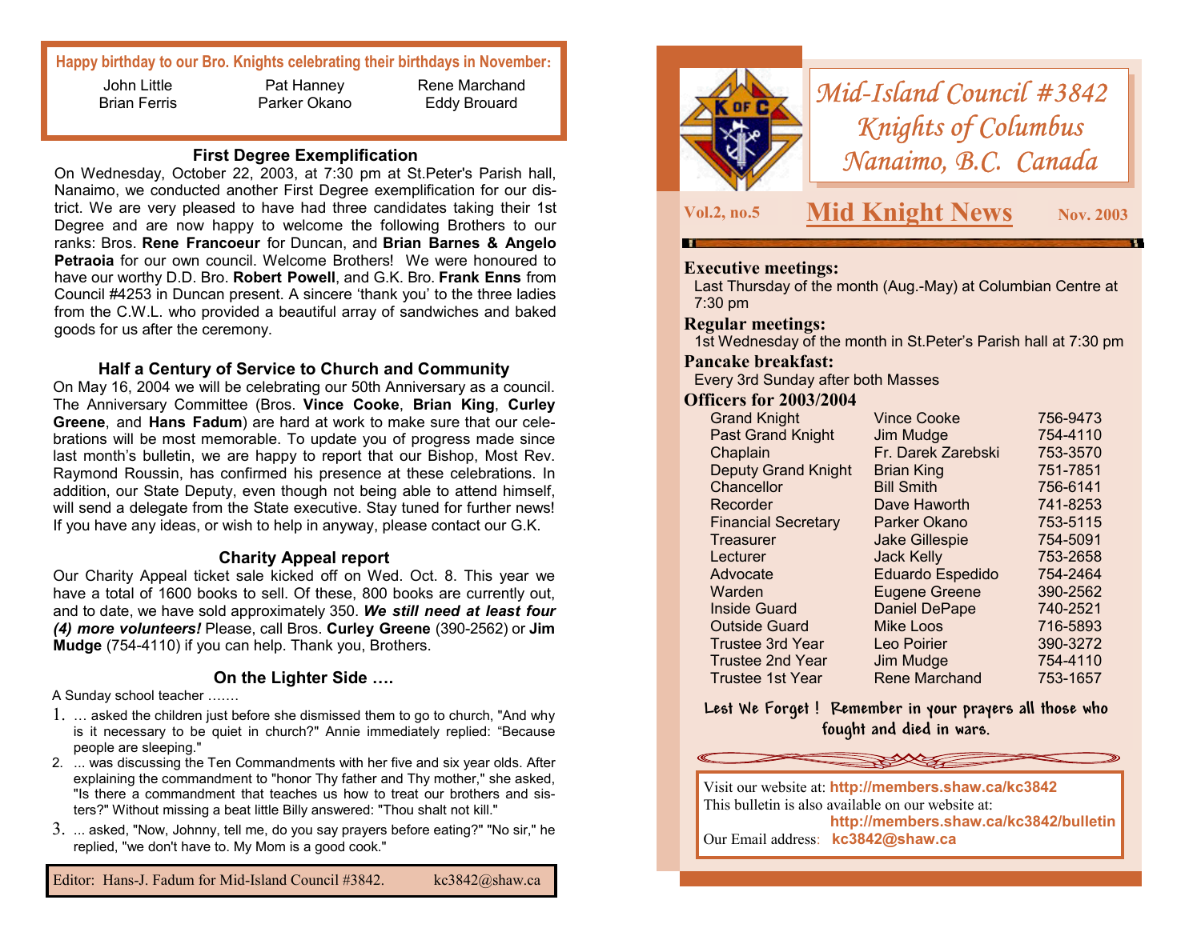**Happy birthday to our Bro. Knights celebrating their birthdays in November:**

| | | |
|---|---|---|
| John Little | Pat Hanney | Rene Marchand |
| Brian Ferris | Parker Okano | Eddy Brouard |

### First Degree Exemplification

On Wednesday, October 22, 2003, at 7:30 pm at St.Peter's Parish hall, Nanaimo, we conducted another First Degree exemplification for our district. We are very pleased to have had three candidates taking their 1st Degree and are now happy to welcome the following Brothers to our ranks: Bros. **Rene Francoeur** for Duncan, and **Brian Barnes & Angelo Petraoia** for our own council. Welcome Brothers! We were honoured to have our worthy D.D. Bro. **Robert Powell**, and G.K. Bro. **Frank Enns** from Council #4253 in Duncan present. A sincere 'thank you' to the three ladies from the C.W.L. who provided a beautiful array of sandwiches and baked goods for us after the ceremony.

### Half a Century of Service to Church and Community

On May 16, 2004 we will be celebrating our 50th Anniversary as a council. The Anniversary Committee (Bros. **Vince Cooke**, **Brian King**, **Curley Greene**, and **Hans Fadum**) are hard at work to make sure that our celebrations will be most memorable. To update you of progress made since last month's bulletin, we are happy to report that our Bishop, Most Rev. Raymond Roussin, has confirmed his presence at these celebrations. In addition, our State Deputy, even though not being able to attend himself, will send a delegate from the State executive. Stay tuned for further news! If you have any ideas, or wish to help in anyway, please contact our G.K.

### Charity Appeal report

Our Charity Appeal ticket sale kicked off on Wed. Oct. 8. This year we have a total of 1600 books to sell. Of these, 800 books are currently out, and to date, we have sold approximately 350. ***We still need at least four (4) more volunteers!*** Please, call Bros. **Curley Greene** (390-2562) or **Jim Mudge** (754-4110) if you can help. Thank you, Brothers.

### On the Lighter Side ….

A Sunday school teacher …….

1. … asked the children just before she dismissed them to go to church, "And why is it necessary to be quiet in church?" Annie immediately replied: "Because people are sleeping."
2. ... was discussing the Ten Commandments with her five and six year olds. After explaining the commandment to "honor Thy father and Thy mother," she asked, "Is there a commandment that teaches us how to treat our brothers and sisters?" Without missing a beat little Billy answered: "Thou shalt not kill."
3. ... asked, "Now, Johnny, tell me, do you say prayers before eating?" "No sir," he replied, "we don't have to. My Mom is a good cook."

Editor: Hans-J. Fadum for Mid-Island Council #3842. kc3842@shaw.ca

# Mid-Island Council #3842 Knights of Columbus Nanaimo, B.C. Canada

Vol.2, no.5

## Mid Knight News

Nov. 2003

**Executive meetings:**
Last Thursday of the month (Aug.-May) at Columbian Centre at 7:30 pm

**Regular meetings:**
1st Wednesday of the month in St.Peter's Parish hall at 7:30 pm

**Pancake breakfast:**
Every 3rd Sunday after both Masses

**Officers for 2003/2004**

| Office | Name | Phone |
|---|---|---|
| Grand Knight | Vince Cooke | 756-9473 |
| Past Grand Knight | Jim Mudge | 754-4110 |
| Chaplain | Fr. Darek Zarebski | 753-3570 |
| Deputy Grand Knight | Brian King | 751-7851 |
| Chancellor | Bill Smith | 756-6141 |
| Recorder | Dave Haworth | 741-8253 |
| Financial Secretary | Parker Okano | 753-5115 |
| Treasurer | Jake Gillespie | 754-5091 |
| Lecturer | Jack Kelly | 753-2658 |
| Advocate | Eduardo Espedido | 754-2464 |
| Warden | Eugene Greene | 390-2562 |
| Inside Guard | Daniel DePape | 740-2521 |
| Outside Guard | Mike Loos | 716-5893 |
| Trustee 3rd Year | Leo Poirier | 390-3272 |
| Trustee 2nd Year | Jim Mudge | 754-4110 |
| Trustee 1st Year | Rene Marchand | 753-1657 |

Lest We Forget ! Remember in your prayers all those who fought and died in wars.

Visit our website at: **http://members.shaw.ca/kc3842**
This bulletin is also available on our website at:
**http://members.shaw.ca/kc3842/bulletin**
Our Email address: **kc3842@shaw.ca**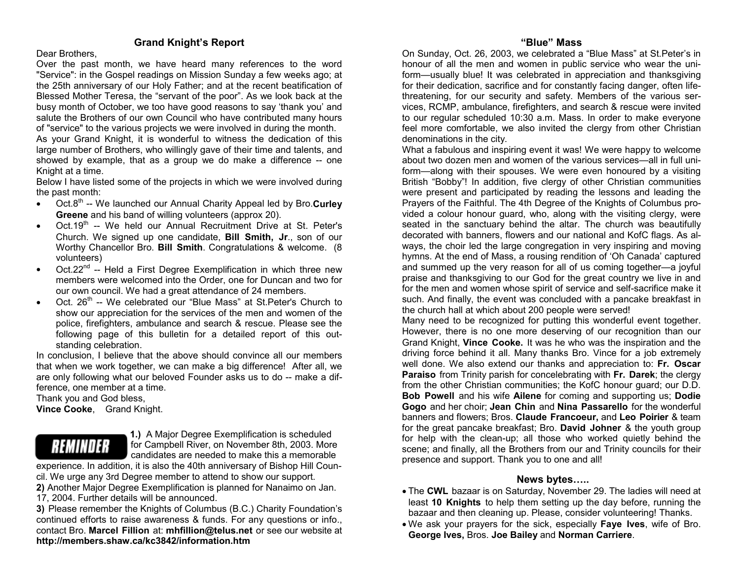## Grand Knight's Report

Dear Brothers,

Over the past month, we have heard many references to the word "Service": in the Gospel readings on Mission Sunday a few weeks ago; at the 25th anniversary of our Holy Father; and at the recent beatification of Blessed Mother Teresa, the "servant of the poor". As we look back at the busy month of October, we too have good reasons to say 'thank you' and salute the Brothers of our own Council who have contributed many hours of "service" to the various projects we were involved in during the month.

As your Grand Knight, it is wonderful to witness the dedication of this large number of Brothers, who willingly gave of their time and talents, and showed by example, that as a group we do make a difference -- one Knight at a time.

Below I have listed some of the projects in which we were involved during the past month:

- Oct.8th -- We launched our Annual Charity Appeal led by Bro.**Curley Greene** and his band of willing volunteers (approx 20).
- Oct.19th -- We held our Annual Recruitment Drive at St. Peter's Church. We signed up one candidate, **Bill Smith, Jr**., son of our Worthy Chancellor Bro. **Bill Smith**. Congratulations & welcome. (8 volunteers)
- Oct.22nd -- Held a First Degree Exemplification in which three new members were welcomed into the Order, one for Duncan and two for our own council. We had a great attendance of 24 members.
- Oct. 26th -- We celebrated our "Blue Mass" at St.Peter's Church to show our appreciation for the services of the men and women of the police, firefighters, ambulance and search & rescue. Please see the following page of this bulletin for a detailed report of this outstanding celebration.

In conclusion, I believe that the above should convince all our members that when we work together, we can make a big difference! After all, we are only following what our beloved Founder asks us to do -- make a difference, one member at a time.

Thank you and God bless,

**Vince Cooke**, Grand Knight.

**REMINDER**

**1.)** A Major Degree Exemplification is scheduled for Campbell River, on November 8th, 2003. More candidates are needed to make this a memorable experience. In addition, it is also the 40th anniversary of Bishop Hill Council. We urge any 3rd Degree member to attend to show our support.

**2)** Another Major Degree Exemplification is planned for Nanaimo on Jan. 17, 2004. Further details will be announced.

**3)** Please remember the Knights of Columbus (B.C.) Charity Foundation's continued efforts to raise awareness & funds. For any questions or info., contact Bro. **Marcel Fillion** at: **mhfillion@telus.net** or see our website at **http://members.shaw.ca/kc3842/information.htm**

## "Blue" Mass

On Sunday, Oct. 26, 2003, we celebrated a "Blue Mass" at St.Peter's in honour of all the men and women in public service who wear the uniform—usually blue! It was celebrated in appreciation and thanksgiving for their dedication, sacrifice and for constantly facing danger, often life-threatening, for our security and safety. Members of the various services, RCMP, ambulance, firefighters, and search & rescue were invited to our regular scheduled 10:30 a.m. Mass. In order to make everyone feel more comfortable, we also invited the clergy from other Christian denominations in the city.

What a fabulous and inspiring event it was! We were happy to welcome about two dozen men and women of the various services—all in full uniform—along with their spouses. We were even honoured by a visiting British "Bobby"! In addition, five clergy of other Christian communities were present and participated by reading the lessons and leading the Prayers of the Faithful. The 4th Degree of the Knights of Columbus provided a colour honour guard, who, along with the visiting clergy, were seated in the sanctuary behind the altar. The church was beautifully decorated with banners, flowers and our national and KofC flags. As always, the choir led the large congregation in very inspiring and moving hymns. At the end of Mass, a rousing rendition of 'Oh Canada' captured and summed up the very reason for all of us coming together—a joyful praise and thanksgiving to our God for the great country we live in and for the men and women whose spirit of service and self-sacrifice make it such. And finally, the event was concluded with a pancake breakfast in the church hall at which about 200 people were served!

Many need to be recognized for putting this wonderful event together. However, there is no one more deserving of our recognition than our Grand Knight, **Vince Cooke.** It was he who was the inspiration and the driving force behind it all. Many thanks Bro. Vince for a job extremely well done. We also extend our thanks and appreciation to: **Fr. Oscar Paraiso** from Trinity parish for concelebrating with **Fr. Darek**; the clergy from the other Christian communities; the KofC honour guard; our D.D. **Bob Powell** and his wife **Ailene** for coming and supporting us; **Dodie Gogo** and her choir; **Jean Chin** and **Nina Passarello** for the wonderful banners and flowers; Bros. **Claude Francoeur,** and **Leo Poirier** & team for the great pancake breakfast; Bro. **David Johner** & the youth group for help with the clean-up; all those who worked quietly behind the scene; and finally, all the Brothers from our and Trinity councils for their presence and support. Thank you to one and all!

## News bytes…..

- The **CWL** bazaar is on Saturday, November 29. The ladies will need at least **10 Knights** to help them setting up the day before, running the bazaar and then cleaning up. Please, consider volunteering! Thanks.
- We ask your prayers for the sick, especially **Faye Ives**, wife of Bro. **George Ives,** Bros. **Joe Bailey** and **Norman Carriere**.